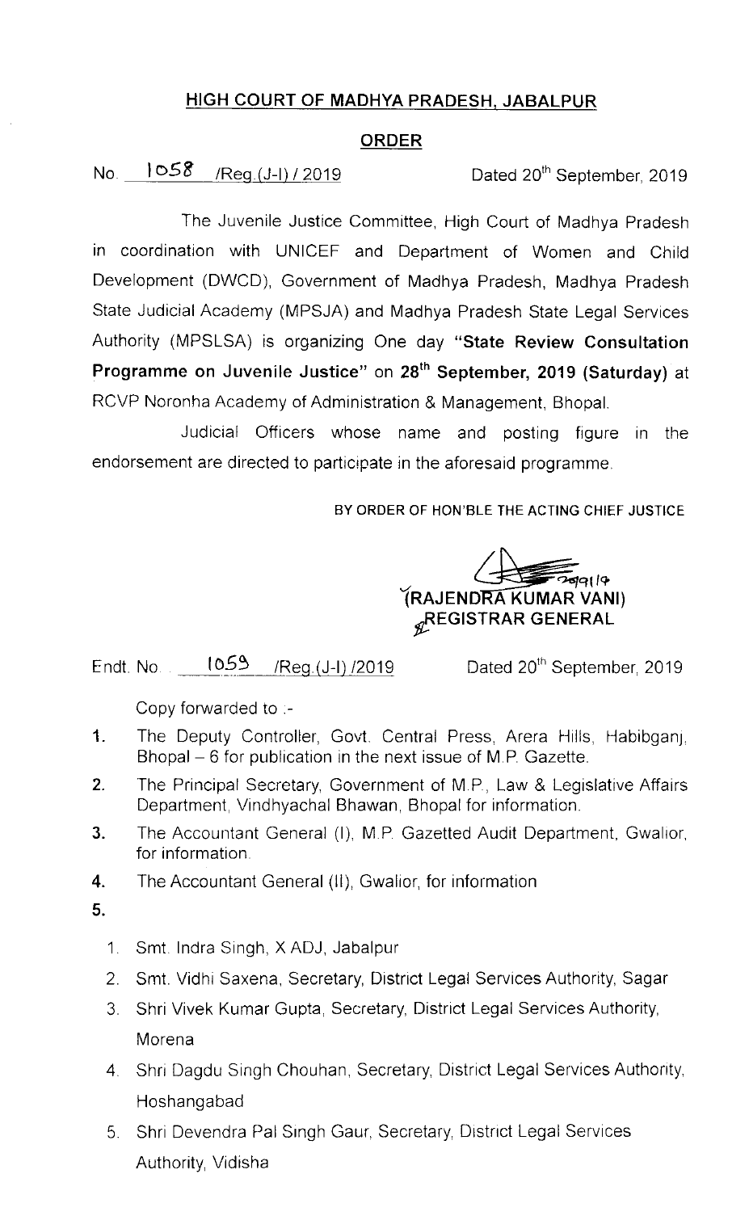# HIGH COURT OF MADHYA PRADESH, JABALPUR

## ORDER

No. 1058 /Reg.(J-I) / 2019 Dated 20th September, 2019

The Juvenile Justice Committee, High Court of Madhya Pradesh in coordination with UNICEF and Department of Women and Child Development (DWCD), Government of Madhya Pradesh, Madhya Pradesh State Judicial Academy (MPSJA) and Madhya Pradesh State Legal Services Authority (MPSLSA) is organizing One day **"State Review Consultation Programme on Juvenile Justice"** on **28th September, 2019 (Saturday)** at RCVP Noronha Academy of Administration & Management, Bhopal.

Judicial Officers whose name and posting figure in the endorsement are directed to participate in the aforesaid programme.

BY ORDER OF HON'BLE THE ACTING CHIEF JUSTICE

20/9/19
**(RAJENDRA KUMAR VANI)**
**REGISTRAR GENERAL**

Endt. No. 1059 /Reg.(J-I) /2019 Dated 20th September, 2019

Copy forwarded to :-

1. The Deputy Controller, Govt. Central Press, Arera Hills, Habibganj, Bhopal – 6 for publication in the next issue of M.P. Gazette.
2. The Principal Secretary, Government of M.P., Law & Legislative Affairs Department, Vindhyachal Bhawan, Bhopal for information.
3. The Accountant General (I), M.P. Gazetted Audit Department, Gwalior, for information.
4. The Accountant General (II), Gwalior, for information
5. 
   1. Smt. Indra Singh, X ADJ, Jabalpur
   2. Smt. Vidhi Saxena, Secretary, District Legal Services Authority, Sagar
   3. Shri Vivek Kumar Gupta, Secretary, District Legal Services Authority, Morena
   4. Shri Dagdu Singh Chouhan, Secretary, District Legal Services Authority, Hoshangabad
   5. Shri Devendra Pal Singh Gaur, Secretary, District Legal Services Authority, Vidisha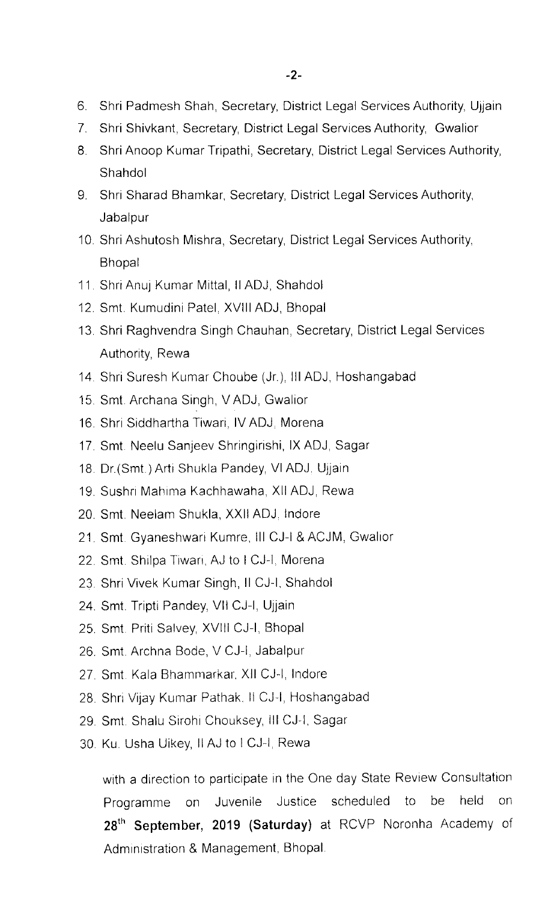6. Shri Padmesh Shah, Secretary, District Legal Services Authority, Ujjain
7. Shri Shivkant, Secretary, District Legal Services Authority, Gwalior
8. Shri Anoop Kumar Tripathi, Secretary, District Legal Services Authority, Shahdol
9. Shri Sharad Bhamkar, Secretary, District Legal Services Authority, Jabalpur
10. Shri Ashutosh Mishra, Secretary, District Legal Services Authority, Bhopal
11. Shri Anuj Kumar Mittal, II ADJ, Shahdol
12. Smt. Kumudini Patel, XVIII ADJ, Bhopal
13. Shri Raghvendra Singh Chauhan, Secretary, District Legal Services Authority, Rewa
14. Shri Suresh Kumar Choube (Jr.), III ADJ, Hoshangabad
15. Smt. Archana Singh, V ADJ, Gwalior
16. Shri Siddhartha Tiwari, IV ADJ, Morena
17. Smt. Neelu Sanjeev Shringirishi, IX ADJ, Sagar
18. Dr.(Smt.) Arti Shukla Pandey, VI ADJ, Ujjain
19. Sushri Mahima Kachhawaha, XII ADJ, Rewa
20. Smt. Neelam Shukla, XXII ADJ, Indore
21. Smt. Gyaneshwari Kumre, III CJ-I & ACJM, Gwalior
22. Smt. Shilpa Tiwari, AJ to I CJ-I, Morena
23. Shri Vivek Kumar Singh, II CJ-I, Shahdol
24. Smt. Tripti Pandey, VII CJ-I, Ujjain
25. Smt. Priti Salvey, XVIII CJ-I, Bhopal
26. Smt. Archna Bode, V CJ-I, Jabalpur
27. Smt. Kala Bhammarkar, XII CJ-I, Indore
28. Shri Vijay Kumar Pathak, II CJ-I, Hoshangabad
29. Smt. Shalu Sirohi Chouksey, III CJ-I, Sagar
30. Ku. Usha Uikey, II AJ to I CJ-I, Rewa

with a direction to participate in the One day State Review Consultation Programme on Juvenile Justice scheduled to be held on **28th September, 2019 (Saturday)** at RCVP Noronha Academy of Administration & Management, Bhopal.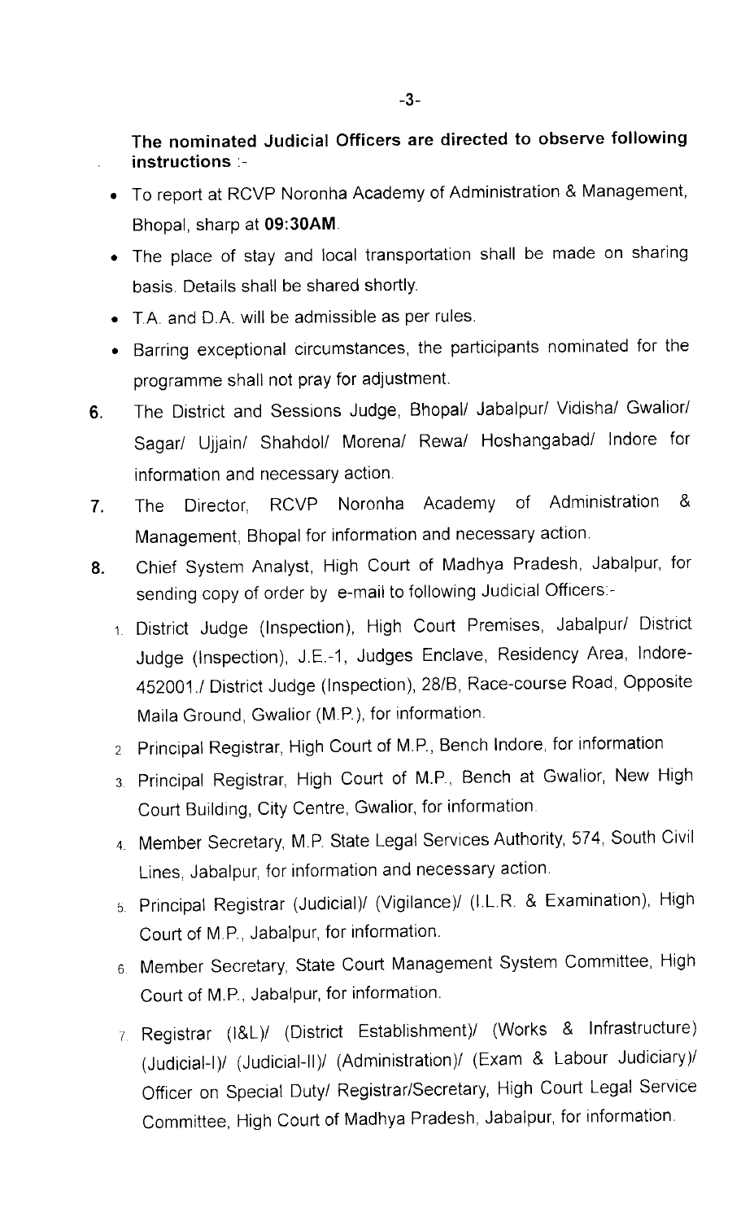**The nominated Judicial Officers are directed to observe following instructions** :-

- To report at RCVP Noronha Academy of Administration & Management, Bhopal, sharp at **09:30AM**.
- The place of stay and local transportation shall be made on sharing basis. Details shall be shared shortly.
- T.A. and D.A. will be admissible as per rules.
- Barring exceptional circumstances, the participants nominated for the programme shall not pray for adjustment.

**6.** The District and Sessions Judge, Bhopal/ Jabalpur/ Vidisha/ Gwalior/ Sagar/ Ujjain/ Shahdol/ Morena/ Rewa/ Hoshangabad/ Indore for information and necessary action.

**7.** The Director, RCVP Noronha Academy of Administration & Management, Bhopal for information and necessary action.

**8.** Chief System Analyst, High Court of Madhya Pradesh, Jabalpur, for sending copy of order by e-mail to following Judicial Officers:-

1. District Judge (Inspection), High Court Premises, Jabalpur/ District Judge (Inspection), J.E.-1, Judges Enclave, Residency Area, Indore-452001./ District Judge (Inspection), 28/B, Race-course Road, Opposite Maila Ground, Gwalior (M.P.), for information.
2. Principal Registrar, High Court of M.P., Bench Indore, for information
3. Principal Registrar, High Court of M.P., Bench at Gwalior, New High Court Building, City Centre, Gwalior, for information.
4. Member Secretary, M.P. State Legal Services Authority, 574, South Civil Lines, Jabalpur, for information and necessary action.
5. Principal Registrar (Judicial)/ (Vigilance)/ (I.L.R. & Examination), High Court of M.P., Jabalpur, for information.
6. Member Secretary, State Court Management System Committee, High Court of M.P., Jabalpur, for information.
7. Registrar (I&L)/ (District Establishment)/ (Works & Infrastructure) (Judicial-I)/ (Judicial-II)/ (Administration)/ (Exam & Labour Judiciary)/ Officer on Special Duty/ Registrar/Secretary, High Court Legal Service Committee, High Court of Madhya Pradesh, Jabalpur, for information.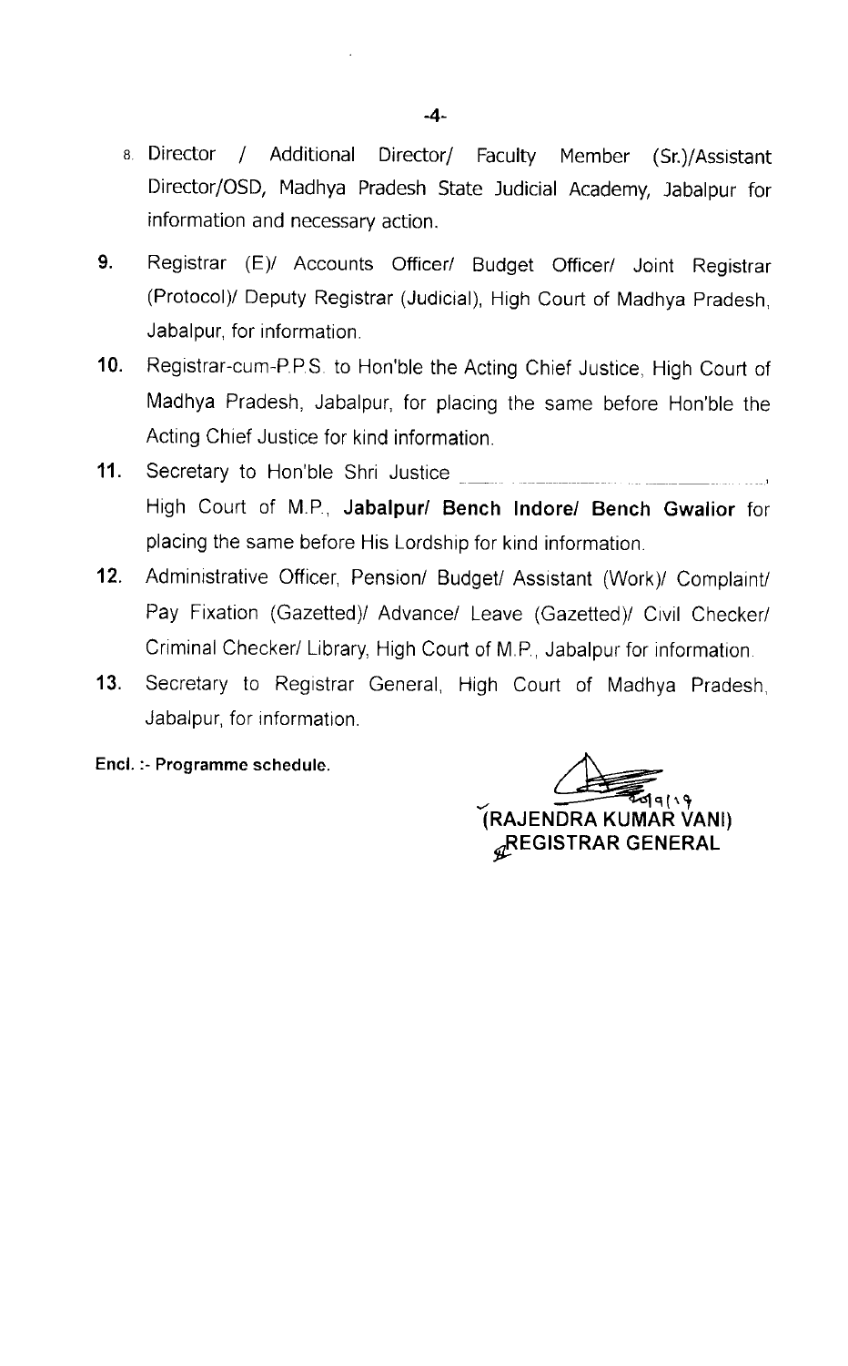8. Director / Additional Director/ Faculty Member (Sr.)/Assistant Director/OSD, Madhya Pradesh State Judicial Academy, Jabalpur for information and necessary action.
9. Registrar (E)/ Accounts Officer/ Budget Officer/ Joint Registrar (Protocol)/ Deputy Registrar (Judicial), High Court of Madhya Pradesh, Jabalpur, for information.
10. Registrar-cum-P.P.S. to Hon'ble the Acting Chief Justice, High Court of Madhya Pradesh, Jabalpur, for placing the same before Hon'ble the Acting Chief Justice for kind information.
11. Secretary to Hon'ble Shri Justice ______________________, High Court of M.P., **Jabalpur/ Bench Indore/ Bench Gwalior** for placing the same before His Lordship for kind information.
12. Administrative Officer, Pension/ Budget/ Assistant (Work)/ Complaint/ Pay Fixation (Gazetted)/ Advance/ Leave (Gazetted)/ Civil Checker/ Criminal Checker/ Library, High Court of M.P., Jabalpur for information.
13. Secretary to Registrar General, High Court of Madhya Pradesh, Jabalpur, for information.

**Encl. :- Programme schedule.**

**(RAJENDRA KUMAR VANI)**
**REGISTRAR GENERAL**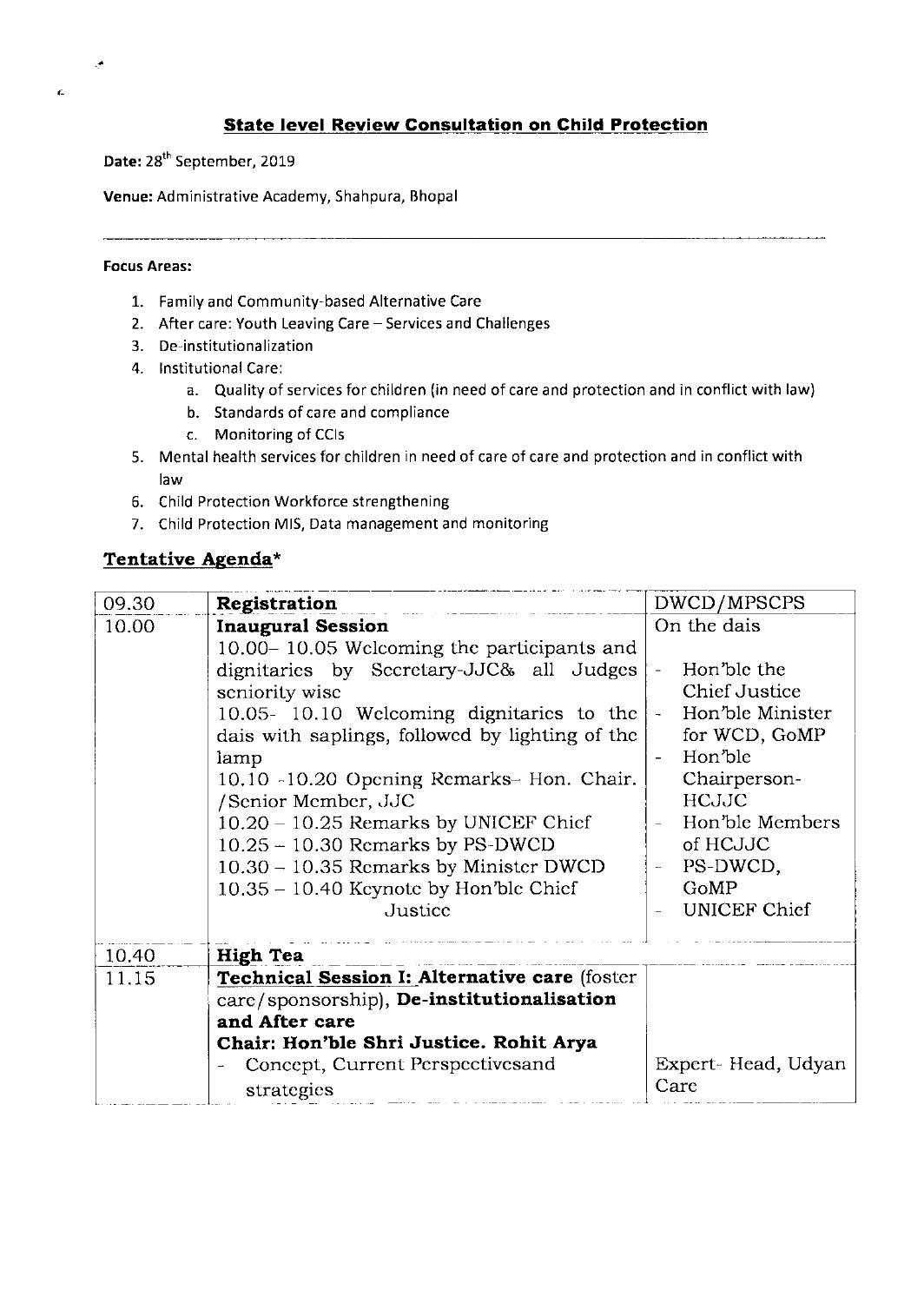## State level Review Consultation on Child Protection

**Date:** 28th September, 2019

**Venue:** Administrative Academy, Shahpura, Bhopal

**Focus Areas:**

1. Family and Community-based Alternative Care
2. After care: Youth Leaving Care – Services and Challenges
3. De-institutionalization
4. Institutional Care:
   a. Quality of services for children (in need of care and protection and in conflict with law)
   b. Standards of care and compliance
   c. Monitoring of CCIs
5. Mental health services for children in need of care of care and protection and in conflict with law
6. Child Protection Workforce strengthening
7. Child Protection MIS, Data management and monitoring

### Tentative Agenda*

| 09.30 | **Registration** | DWCD/MPSCPS |
|---|---|---|
| 10.00 | **Inaugural Session**<br>10.00– 10.05 Welcoming the participants and dignitaries by Secretary-JJC& all Judges seniority wise<br>10.05- 10.10 Welcoming dignitaries to the dais with saplings, followed by lighting of the lamp<br>10.10 -10.20 Opening Remarks– Hon. Chair. /Senior Member, JJC<br>10.20 – 10.25 Remarks by UNICEF Chief<br>10.25 – 10.30 Remarks by PS-DWCD<br>10.30 – 10.35 Remarks by Minister DWCD<br>10.35 – 10.40 Keynote by Hon'ble Chief Justice | On the dais<br>- Hon'ble the Chief Justice<br>- Hon'ble Minister for WCD, GoMP<br>- Hon'ble Chairperson-HCJJC<br>- Hon'ble Members of HCJJC<br>- PS-DWCD, GoMP<br>- UNICEF Chief |
| 10.40 | **High Tea** | |
| 11.15 | **Technical Session I: Alternative care** (foster care/sponsorship), **De-institutionalisation and After care**<br>**Chair: Hon'ble Shri Justice. Rohit Arya**<br>- Concept, Current Perspectivesand strategies | Expert- Head, Udyan Care |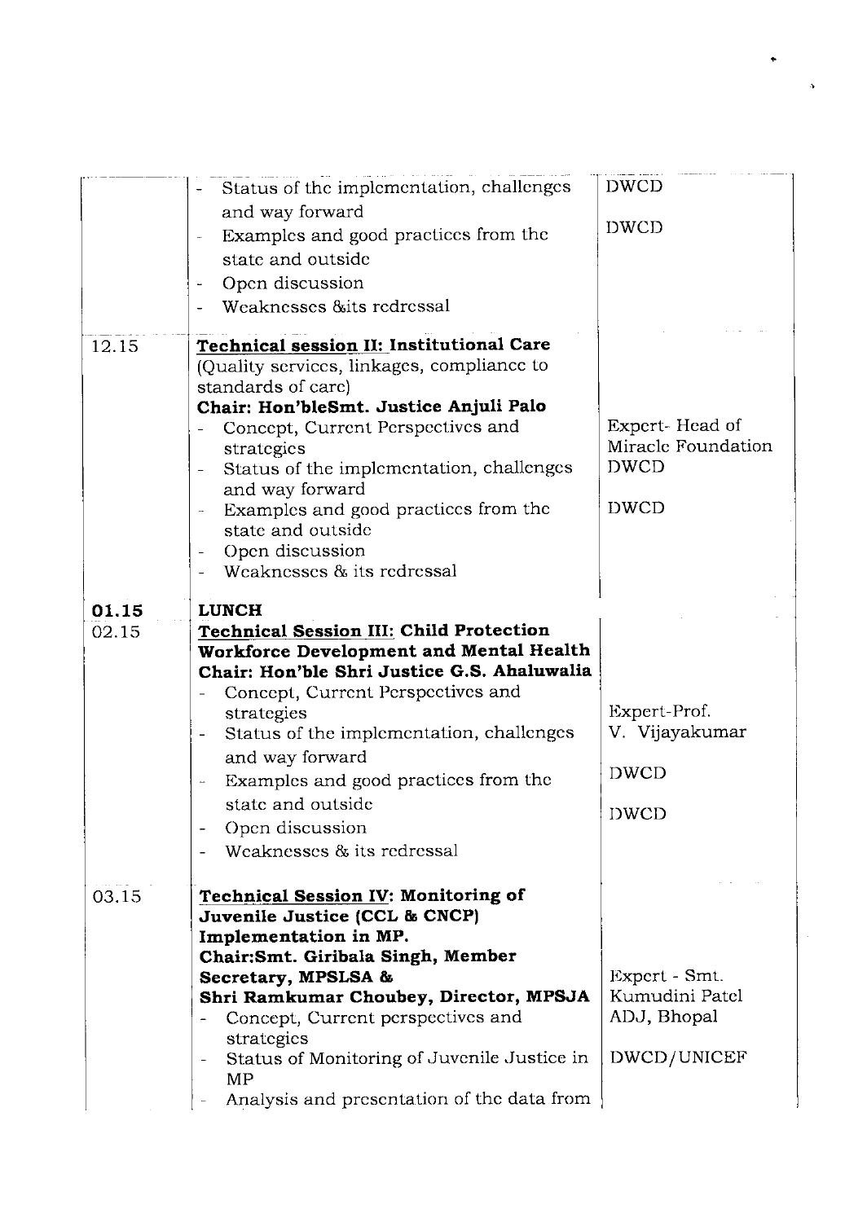| | | |
|---|---|---|
| | - Status of the implementation, challenges and way forward<br>- Examples and good practices from the state and outside<br>- Open discussion<br>- Weaknesses &its redressal | DWCD<br><br>DWCD |
| 12.15 | **Technical session II: Institutional Care**<br>(Quality services, linkages, compliance to standards of care)<br>**Chair: Hon'bleSmt. Justice Anjuli Palo**<br>- Concept, Current Perspectives and strategies<br>- Status of the implementation, challenges and way forward<br>- Examples and good practices from the state and outside<br>- Open discussion<br>- Weaknesses & its redressal | Expert- Head of Miracle Foundation<br>DWCD<br><br>DWCD |
| **01.15** | **LUNCH** | |
| 02.15 | **Technical Session III: Child Protection Workforce Development and Mental Health**<br>**Chair: Hon'ble Shri Justice G.S. Ahaluwalia**<br>- Concept, Current Perspectives and strategies<br>- Status of the implementation, challenges and way forward<br>- Examples and good practices from the state and outside<br>- Open discussion<br>- Weaknesses & its redressal | Expert-Prof. V. Vijayakumar<br><br>DWCD<br><br>DWCD |
| 03.15 | **Technical Session IV: Monitoring of Juvenile Justice (CCL & CNCP) Implementation in MP.**<br>**Chair:Smt. Giribala Singh, Member Secretary, MPSLSA &**<br>**Shri Ramkumar Choubey, Director, MPSJA**<br>- Concept, Current perspectives and strategies<br>- Status of Monitoring of Juvenile Justice in MP<br>- Analysis and presentation of the data from | Expert - Smt. Kumudini Patel ADJ, Bhopal<br><br>DWCD/UNICEF |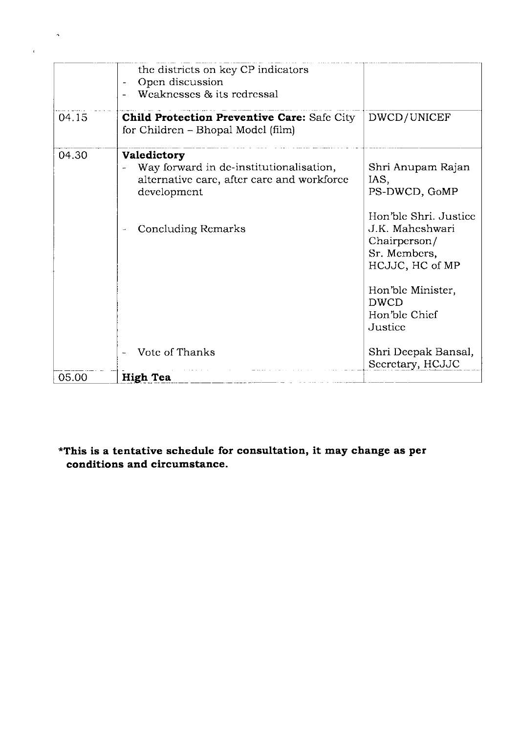| | | |
|---|---|---|
| | the districts on key CP indicators<br>- Open discussion<br>- Weaknesses & its redressal | |
| 04.15 | **Child Protection Preventive Care:** Safe City for Children – Bhopal Model (film) | DWCD/UNICEF |
| 04.30 | **Valedictory**<br>- Way forward in de-institutionalisation, alternative care, after care and workforce development<br>- Concluding Remarks<br>- Vote of Thanks | Shri Anupam Rajan IAS, PS-DWCD, GoMP<br>Hon'ble Shri. Justice J.K. Maheshwari Chairperson/ Sr. Members, HCJJC, HC of MP<br>Hon'ble Minister, DWCD<br>Hon'ble Chief Justice<br>Shri Deepak Bansal, Secretary, HCJJC |
| 05.00 | **High Tea** | |

**\*This is a tentative schedule for consultation, it may change as per conditions and circumstance.**